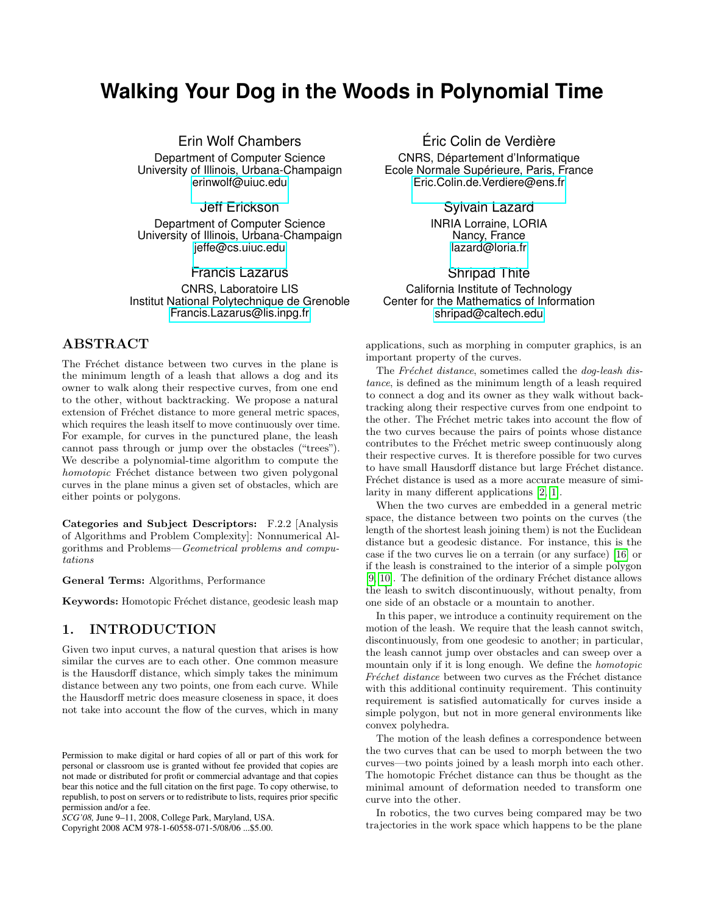# Walking Your Dog in the Woods in Polynomial Time

Erin Wolf Chambers
Department of Computer Science
University of Illinois, Urbana-Champaign
erinwolf@uiuc.edu

Éric Colin de Verdière
CNRS, Département d'Informatique
Ecole Normale Supérieure, Paris, France
Eric.Colin.de.Verdiere@ens.fr

Jeff Erickson
Department of Computer Science
University of Illinois, Urbana-Champaign
jeffe@cs.uiuc.edu

Sylvain Lazard
INRIA Lorraine, LORIA
Nancy, France
lazard@loria.fr

Francis Lazarus
CNRS, Laboratoire LIS
Institut National Polytechnique de Grenoble
Francis.Lazarus@lis.inpg.fr

Shripad Thite
California Institute of Technology
Center for the Mathematics of Information
shripad@caltech.edu

## ABSTRACT

The Fréchet distance between two curves in the plane is the minimum length of a leash that allows a dog and its owner to walk along their respective curves, from one end to the other, without backtracking. We propose a natural extension of Fréchet distance to more general metric spaces, which requires the leash itself to move continuously over time. For example, for curves in the punctured plane, the leash cannot pass through or jump over the obstacles ("trees"). We describe a polynomial-time algorithm to compute the *homotopic* Fréchet distance between two given polygonal curves in the plane minus a given set of obstacles, which are either points or polygons.

**Categories and Subject Descriptors:** F.2.2 [Analysis of Algorithms and Problem Complexity]: Nonnumerical Algorithms and Problems—*Geometrical problems and computations*

**General Terms:** Algorithms, Performance

**Keywords:** Homotopic Fréchet distance, geodesic leash map

## 1. INTRODUCTION

Given two input curves, a natural question that arises is how similar the curves are to each other. One common measure is the Hausdorff distance, which simply takes the minimum distance between any two points, one from each curve. While the Hausdorff metric does measure closeness in space, it does not take into account the flow of the curves, which in many applications, such as morphing in computer graphics, is an important property of the curves.

The *Fréchet distance*, sometimes called the *dog-leash distance*, is defined as the minimum length of a leash required to connect a dog and its owner as they walk without backtracking along their respective curves from one endpoint to the other. The Fréchet metric takes into account the flow of the two curves because the pairs of points whose distance contributes to the Fréchet metric sweep continuously along their respective curves. It is therefore possible for two curves to have small Hausdorff distance but large Fréchet distance. Fréchet distance is used as a more accurate measure of similarity in many different applications [2, 1].

When the two curves are embedded in a general metric space, the distance between two points on the curves (the length of the shortest leash joining them) is not the Euclidean distance but a geodesic distance. For instance, this is the case if the two curves lie on a terrain (or any surface) [16] or if the leash is constrained to the interior of a simple polygon [9, 10]. The definition of the ordinary Fréchet distance allows the leash to switch discontinuously, without penalty, from one side of an obstacle or a mountain to another.

In this paper, we introduce a continuity requirement on the motion of the leash. We require that the leash cannot switch, discontinuously, from one geodesic to another; in particular, the leash cannot jump over obstacles and can sweep over a mountain only if it is long enough. We define the *homotopic Fréchet distance* between two curves as the Fréchet distance with this additional continuity requirement. This continuity requirement is satisfied automatically for curves inside a simple polygon, but not in more general environments like convex polyhedra.

The motion of the leash defines a correspondence between the two curves that can be used to morph between the two curves—two points joined by a leash morph into each other. The homotopic Fréchet distance can thus be thought as the minimal amount of deformation needed to transform one curve into the other.

In robotics, the two curves being compared may be two trajectories in the work space which happens to be the plane

Permission to make digital or hard copies of all or part of this work for personal or classroom use is granted without fee provided that copies are not made or distributed for profit or commercial advantage and that copies bear this notice and the full citation on the first page. To copy otherwise, to republish, to post on servers or to redistribute to lists, requires prior specific permission and/or a fee.
*SCG'08,* June 9–11, 2008, College Park, Maryland, USA.
Copyright 2008 ACM 978-1-60558-071-5/08/06 ...$5.00.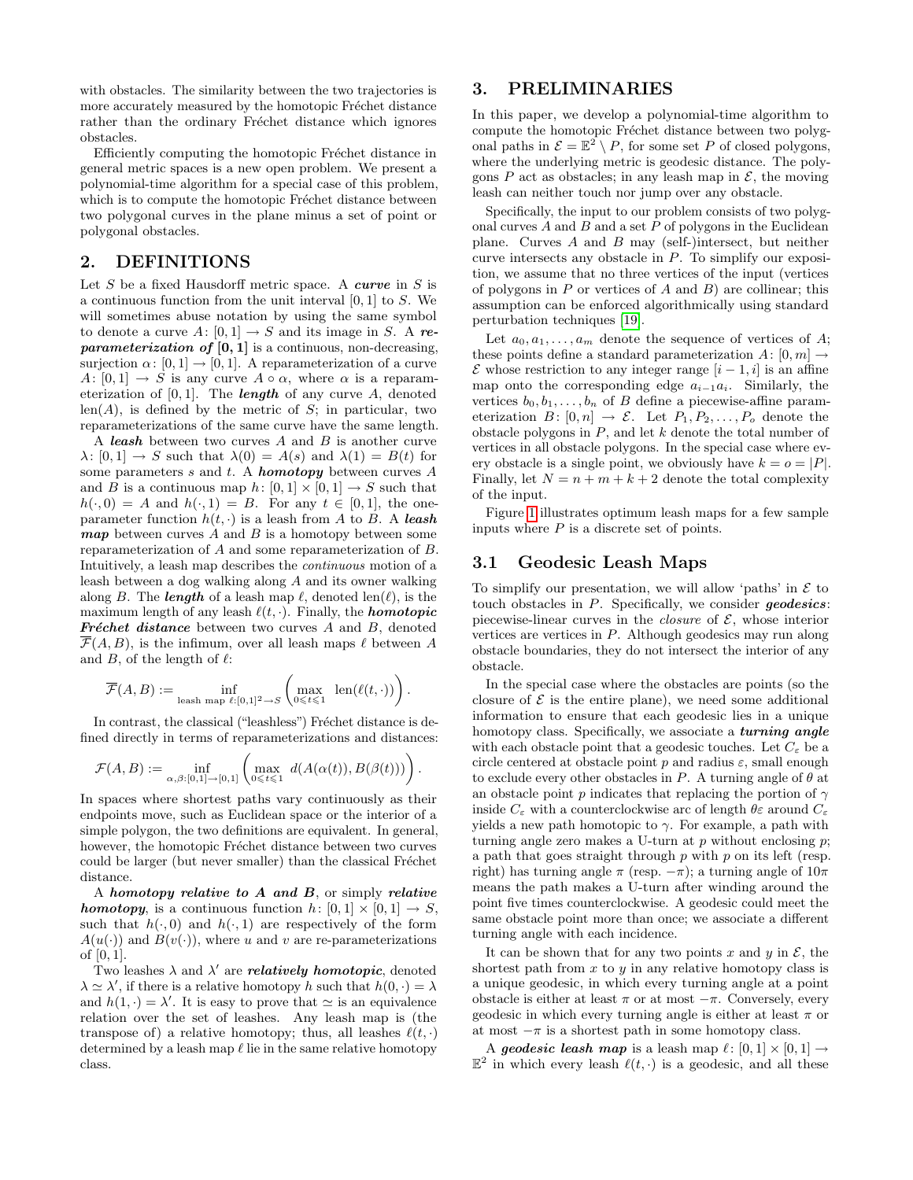with obstacles. The similarity between the two trajectories is more accurately measured by the homotopic Fréchet distance rather than the ordinary Fréchet distance which ignores obstacles.

Efficiently computing the homotopic Fréchet distance in general metric spaces is a new open problem. We present a polynomial-time algorithm for a special case of this problem, which is to compute the homotopic Fréchet distance between two polygonal curves in the plane minus a set of point or polygonal obstacles.

## 2. DEFINITIONS

Let $S$ be a fixed Hausdorff metric space. A ***curve*** in $S$ is a continuous function from the unit interval $[0, 1]$ to $S$. We will sometimes abuse notation by using the same symbol to denote a curve $A\colon [0,1] \to S$ and its image in $S$. A ***reparameterization of* $[0, 1]$** is a continuous, non-decreasing, surjection $\alpha\colon [0,1] \to [0,1]$. A reparameterization of a curve $A\colon [0, 1] \to S$ is any curve $A \circ \alpha$, where $\alpha$ is a reparameterization of $[0, 1]$. The ***length*** of any curve $A$, denoted $\mathrm{len}(A)$, is defined by the metric of $S$; in particular, two reparameterizations of the same curve have the same length.

A ***leash*** between two curves $A$ and $B$ is another curve $\lambda\colon [0,1] \to S$ such that $\lambda(0) = A(s)$ and $\lambda(1) = B(t)$ for some parameters $s$ and $t$. A ***homotopy*** between curves $A$ and $B$ is a continuous map $h\colon [0,1] \times [0,1] \to S$ such that $h(\cdot, 0) = A$ and $h(\cdot, 1) = B$. For any $t \in [0, 1]$, the one-parameter function $h(t, \cdot)$ is a leash from $A$ to $B$. A ***leash map*** between curves $A$ and $B$ is a homotopy between some reparameterization of $A$ and some reparameterization of $B$. Intuitively, a leash map describes the *continuous* motion of a leash between a dog walking along $A$ and its owner walking along $B$. The ***length*** of a leash map $\ell$, denoted $\mathrm{len}(\ell)$, is the maximum length of any leash $\ell(t, \cdot)$. Finally, the ***homotopic Fréchet distance*** between two curves $A$ and $B$, denoted $\overline{\mathcal{F}}(A, B)$, is the infimum, over all leash maps $\ell$ between $A$ and $B$, of the length of $\ell$:

$$\overline{\mathcal{F}}(A, B) := \inf_{\text{leash map } \ell:[0,1]^2 \to S} \left( \max_{0 \leqslant t \leqslant 1} \mathrm{len}(\ell(t, \cdot)) \right).$$

In contrast, the classical ("leashless") Fréchet distance is defined directly in terms of reparameterizations and distances:

$$\mathcal{F}(A, B) := \inf_{\alpha, \beta:[0,1] \to [0,1]} \left( \max_{0 \leqslant t \leqslant 1} d(A(\alpha(t)), B(\beta(t))) \right).$$

In spaces where shortest paths vary continuously as their endpoints move, such as Euclidean space or the interior of a simple polygon, the two definitions are equivalent. In general, however, the homotopic Fréchet distance between two curves could be larger (but never smaller) than the classical Fréchet distance.

A ***homotopy relative to A and B***, or simply ***relative homotopy***, is a continuous function $h\colon [0,1] \times [0,1] \to S$, such that $h(\cdot, 0)$ and $h(\cdot, 1)$ are respectively of the form $A(u(\cdot))$ and $B(v(\cdot))$, where $u$ and $v$ are re-parameterizations of $[0, 1]$.

Two leashes $\lambda$ and $\lambda'$ are ***relatively homotopic***, denoted $\lambda \simeq \lambda'$, if there is a relative homotopy $h$ such that $h(0, \cdot) = \lambda$ and $h(1, \cdot) = \lambda'$. It is easy to prove that $\simeq$ is an equivalence relation over the set of leashes. Any leash map is (the transpose of) a relative homotopy; thus, all leashes $\ell(t, \cdot)$ determined by a leash map $\ell$ lie in the same relative homotopy class.

## 3. PRELIMINARIES

In this paper, we develop a polynomial-time algorithm to compute the homotopic Fréchet distance between two polygonal paths in $\mathcal{E} = \mathbb{E}^2 \setminus P$, for some set $P$ of closed polygons, where the underlying metric is geodesic distance. The polygons $P$ act as obstacles; in any leash map in $\mathcal{E}$, the moving leash can neither touch nor jump over any obstacle.

Specifically, the input to our problem consists of two polygonal curves $A$ and $B$ and a set $P$ of polygons in the Euclidean plane. Curves $A$ and $B$ may (self-)intersect, but neither curve intersects any obstacle in $P$. To simplify our exposition, we assume that no three vertices of the input (vertices of polygons in $P$ or vertices of $A$ and $B$) are collinear; this assumption can be enforced algorithmically using standard perturbation techniques [19].

Let $a_0, a_1, \ldots, a_m$ denote the sequence of vertices of $A$; these points define a standard parameterization $A\colon [0, m] \to \mathcal{E}$ whose restriction to any integer range $[i - 1, i]$ is an affine map onto the corresponding edge $a_{i-1}a_i$. Similarly, the vertices $b_0, b_1, \ldots, b_n$ of $B$ define a piecewise-affine parameterization $B\colon [0, n] \to \mathcal{E}$. Let $P_1, P_2, \ldots, P_o$ denote the obstacle polygons in $P$, and let $k$ denote the total number of vertices in all obstacle polygons. In the special case where every obstacle is a single point, we obviously have $k = o = |P|$. Finally, let $N = n + m + k + 2$ denote the total complexity of the input.

Figure 1 illustrates optimum leash maps for a few sample inputs where $P$ is a discrete set of points.

### 3.1 Geodesic Leash Maps

To simplify our presentation, we will allow 'paths' in $\mathcal{E}$ to touch obstacles in $P$. Specifically, we consider ***geodesics***: piecewise-linear curves in the *closure* of $\mathcal{E}$, whose interior vertices are vertices in $P$. Although geodesics may run along obstacle boundaries, they do not intersect the interior of any obstacle.

In the special case where the obstacles are points (so the closure of $\mathcal{E}$ is the entire plane), we need some additional information to ensure that each geodesic lies in a unique homotopy class. Specifically, we associate a ***turning angle*** with each obstacle point that a geodesic touches. Let $C_\varepsilon$ be a circle centered at obstacle point $p$ and radius $\varepsilon$, small enough to exclude every other obstacles in $P$. A turning angle of $\theta$ at an obstacle point $p$ indicates that replacing the portion of $\gamma$ inside $C_\varepsilon$ with a counterclockwise arc of length $\theta\varepsilon$ around $C_\varepsilon$ yields a new path homotopic to $\gamma$. For example, a path with turning angle zero makes a U-turn at $p$ without enclosing $p$; a path that goes straight through $p$ with $p$ on its left (resp. right) has turning angle $\pi$ (resp. $-\pi$); a turning angle of $10\pi$ means the path makes a U-turn after winding around the point five times counterclockwise. A geodesic could meet the same obstacle point more than once; we associate a different turning angle with each incidence.

It can be shown that for any two points $x$ and $y$ in $\mathcal{E}$, the shortest path from $x$ to $y$ in any relative homotopy class is a unique geodesic, in which every turning angle at a point obstacle is either at least $\pi$ or at most $-\pi$. Conversely, every geodesic in which every turning angle is either at least $\pi$ or at most $-\pi$ is a shortest path in some homotopy class.

A ***geodesic leash map*** is a leash map $\ell\colon [0,1] \times [0,1] \to \mathbb{E}^2$ in which every leash $\ell(t, \cdot)$ is a geodesic, and all these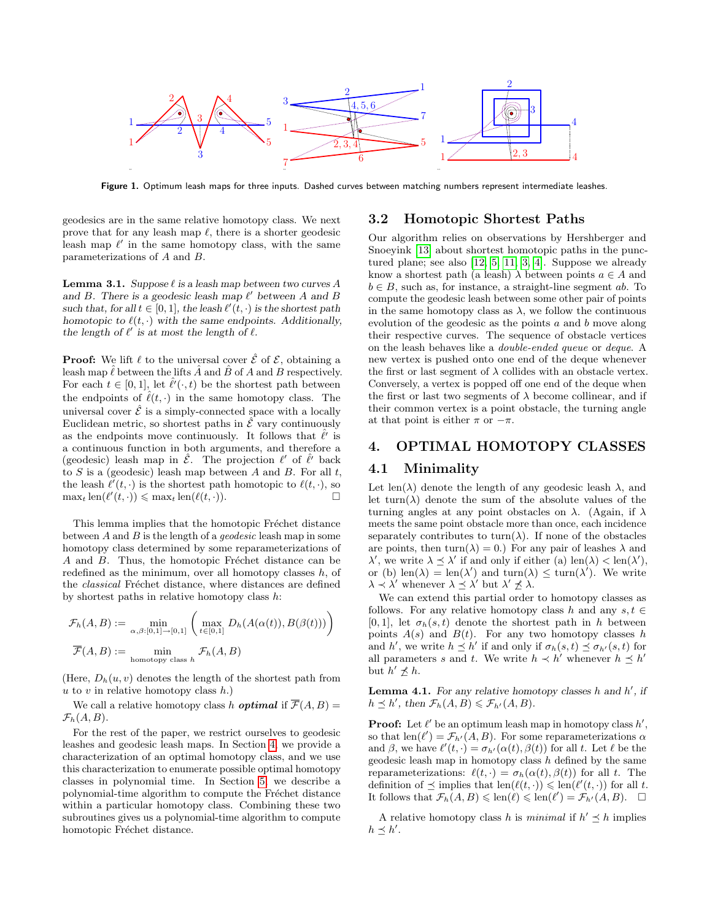Figure 1. Optimum leash maps for three inputs. Dashed curves between matching numbers represent intermediate leashes.

geodesics are in the same relative homotopy class. We next prove that for any leash map $\ell$, there is a shorter geodesic leash map $\ell'$ in the same homotopy class, with the same parameterizations of $A$ and $B$.

**Lemma 3.1.** *Suppose $\ell$ is a leash map between two curves $A$ and $B$. There is a geodesic leash map $\ell'$ between $A$ and $B$ such that, for all $t \in [0,1]$, the leash $\ell'(t,\cdot)$ is the shortest path homotopic to $\ell(t,\cdot)$ with the same endpoints. Additionally, the length of $\ell'$ is at most the length of $\ell$.*

**Proof:** We lift $\ell$ to the universal cover $\hat{\mathcal{E}}$ of $\mathcal{E}$, obtaining a leash map $\hat{\ell}$ between the lifts $\hat{A}$ and $\hat{B}$ of $A$ and $B$ respectively. For each $t \in [0,1]$, let $\hat{\ell}'(\cdot,t)$ be the shortest path between the endpoints of $\hat{\ell}(t,\cdot)$ in the same homotopy class. The universal cover $\hat{\mathcal{E}}$ is a simply-connected space with a locally Euclidean metric, so shortest paths in $\hat{\mathcal{E}}$ vary continuously as the endpoints move continuously. It follows that $\hat{\ell}'$ is a continuous function in both arguments, and therefore a (geodesic) leash map in $\hat{\mathcal{E}}$. The projection $\ell'$ of $\hat{\ell}'$ back to $S$ is a (geodesic) leash map between $A$ and $B$. For all $t$, the leash $\ell'(t,\cdot)$ is the shortest path homotopic to $\ell(t,\cdot)$, so $\max_t \operatorname{len}(\ell'(t,\cdot)) \leqslant \max_t \operatorname{len}(\ell(t,\cdot))$. □

This lemma implies that the homotopic Fréchet distance between $A$ and $B$ is the length of a *geodesic* leash map in some homotopy class determined by some reparameterizations of $A$ and $B$. Thus, the homotopic Fréchet distance can be redefined as the minimum, over all homotopy classes $h$, of the *classical* Fréchet distance, where distances are defined by shortest paths in relative homotopy class $h$:

$$\mathcal{F}_h(A,B) := \min_{\alpha,\beta:[0,1]\to[0,1]} \left( \max_{t\in[0,1]} D_h(A(\alpha(t)), B(\beta(t))) \right)$$

$$\overline{\mathcal{F}}(A,B) := \min_{\text{homotopy class } h} \mathcal{F}_h(A,B)$$

(Here, $D_h(u,v)$ denotes the length of the shortest path from $u$ to $v$ in relative homotopy class $h$.)

We call a relative homotopy class $h$ ***optimal*** if $\overline{\mathcal{F}}(A,B) = \mathcal{F}_h(A,B)$.

For the rest of the paper, we restrict ourselves to geodesic leashes and geodesic leash maps. In Section 4, we provide a characterization of an optimal homotopy class, and we use this characterization to enumerate possible optimal homotopy classes in polynomial time. In Section 5, we describe a polynomial-time algorithm to compute the Fréchet distance within a particular homotopy class. Combining these two subroutines gives us a polynomial-time algorithm to compute homotopic Fréchet distance.

## 3.2 Homotopic Shortest Paths

Our algorithm relies on observations by Hershberger and Snoeyink [13] about shortest homotopic paths in the punctured plane; see also [12, 5, 11, 3, 4]. Suppose we already know a shortest path (a leash) $\lambda$ between points $a \in A$ and $b \in B$, such as, for instance, a straight-line segment $ab$. To compute the geodesic leash between some other pair of points in the same homotopy class as $\lambda$, we follow the continuous evolution of the geodesic as the points $a$ and $b$ move along their respective curves. The sequence of obstacle vertices on the leash behaves like a *double-ended queue* or *deque*. A new vertex is pushed onto one end of the deque whenever the first or last segment of $\lambda$ collides with an obstacle vertex. Conversely, a vertex is popped off one end of the deque when the first or last two segments of $\lambda$ become collinear, and if their common vertex is a point obstacle, the turning angle at that point is either $\pi$ or $-\pi$.

# 4. OPTIMAL HOMOTOPY CLASSES

## 4.1 Minimality

Let $\operatorname{len}(\lambda)$ denote the length of any geodesic leash $\lambda$, and let $\operatorname{turn}(\lambda)$ denote the sum of the absolute values of the turning angles at any point obstacles on $\lambda$. (Again, if $\lambda$ meets the same point obstacle more than once, each incidence separately contributes to $\operatorname{turn}(\lambda)$. If none of the obstacles are points, then $\operatorname{turn}(\lambda) = 0$.) For any pair of leashes $\lambda$ and $\lambda'$, we write $\lambda \preceq \lambda'$ if and only if either (a) $\operatorname{len}(\lambda) < \operatorname{len}(\lambda')$, or (b) $\operatorname{len}(\lambda) = \operatorname{len}(\lambda')$ and $\operatorname{turn}(\lambda) \le \operatorname{turn}(\lambda')$. We write $\lambda \prec \lambda'$ whenever $\lambda \preceq \lambda'$ but $\lambda' \not\preceq \lambda$.

We can extend this partial order to homotopy classes as follows. For any relative homotopy class $h$ and any $s,t \in [0,1]$, let $\sigma_h(s,t)$ denote the shortest path in $h$ between points $A(s)$ and $B(t)$. For any two homotopy classes $h$ and $h'$, we write $h \preceq h'$ if and only if $\sigma_h(s,t) \preceq \sigma_{h'}(s,t)$ for all parameters $s$ and $t$. We write $h \prec h'$ whenever $h \preceq h'$ but $h' \not\preceq h$.

**Lemma 4.1.** *For any relative homotopy classes $h$ and $h'$, if $h \preceq h'$, then $\mathcal{F}_h(A,B) \leqslant \mathcal{F}_{h'}(A,B)$.*

**Proof:** Let $\ell'$ be an optimum leash map in homotopy class $h'$, so that $\operatorname{len}(\ell') = \mathcal{F}_{h'}(A,B)$. For some reparameterizations $\alpha$ and $\beta$, we have $\ell'(t,\cdot) = \sigma_{h'}(\alpha(t),\beta(t))$ for all $t$. Let $\ell$ be the geodesic leash map in homotopy class $h$ defined by the same reparameterizations: $\ell(t,\cdot) = \sigma_h(\alpha(t),\beta(t))$ for all $t$. The definition of $\preceq$ implies that $\operatorname{len}(\ell(t,\cdot)) \leqslant \operatorname{len}(\ell'(t,\cdot))$ for all $t$. It follows that $\mathcal{F}_h(A,B) \leqslant \operatorname{len}(\ell) \leqslant \operatorname{len}(\ell') = \mathcal{F}_{h'}(A,B)$. □

A relative homotopy class $h$ is *minimal* if $h' \preceq h$ implies $h \preceq h'$.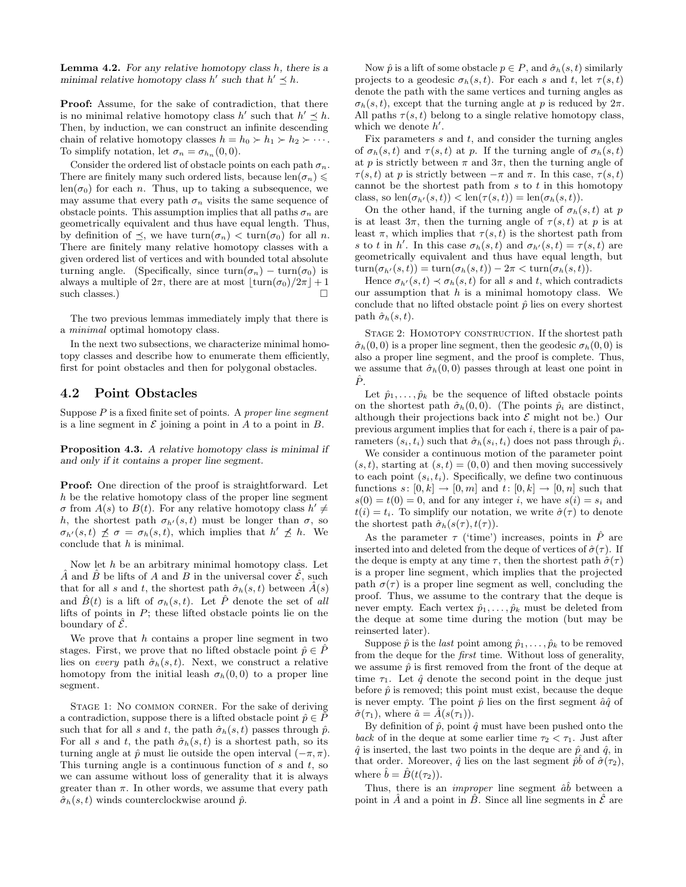**Lemma 4.2.** *For any relative homotopy class $h$, there is a minimal relative homotopy class $h'$ such that $h' \preceq h$.*

**Proof:** Assume, for the sake of contradiction, that there is no minimal relative homotopy class $h'$ such that $h' \preceq h$. Then, by induction, we can construct an infinite descending chain of relative homotopy classes $h = h_0 \succ h_1 \succ h_2 \succ \cdots$. To simplify notation, let $\sigma_n = \sigma_{h_n}(0,0)$.

Consider the ordered list of obstacle points on each path $\sigma_n$. There are finitely many such ordered lists, because $\text{len}(\sigma_n) \leqslant \text{len}(\sigma_0)$ for each $n$. Thus, up to taking a subsequence, we may assume that every path $\sigma_n$ visits the same sequence of obstacle points. This assumption implies that all paths $\sigma_n$ are geometrically equivalent and thus have equal length. Thus, by definition of $\preceq$, we have $\text{turn}(\sigma_n) < \text{turn}(\sigma_0)$ for all $n$. There are finitely many relative homotopy classes with a given ordered list of vertices and with bounded total absolute turning angle. (Specifically, since $\text{turn}(\sigma_n) - \text{turn}(\sigma_0)$ is always a multiple of $2\pi$, there are at most $\lfloor \text{turn}(\sigma_0)/2\pi \rfloor + 1$ such classes.) $\square$

The two previous lemmas immediately imply that there is a *minimal* optimal homotopy class.

In the next two subsections, we characterize minimal homotopy classes and describe how to enumerate them efficiently, first for point obstacles and then for polygonal obstacles.

## 4.2 Point Obstacles

Suppose $P$ is a fixed finite set of points. A *proper line segment* is a line segment in $\mathcal{E}$ joining a point in $A$ to a point in $B$.

**Proposition 4.3.** *A relative homotopy class is minimal if and only if it contains a proper line segment.*

**Proof:** One direction of the proof is straightforward. Let $h$ be the relative homotopy class of the proper line segment $\sigma$ from $A(s)$ to $B(t)$. For any relative homotopy class $h' \neq h$, the shortest path $\sigma_{h'}(s,t)$ must be longer than $\sigma$, so $\sigma_{h'}(s,t) \not\preceq \sigma = \sigma_h(s,t)$, which implies that $h' \not\preceq h$. We conclude that $h$ is minimal.

Now let $h$ be an arbitrary minimal homotopy class. Let $\hat{A}$ and $\hat{B}$ be lifts of $A$ and $B$ in the universal cover $\hat{\mathcal{E}}$, such that for all $s$ and $t$, the shortest path $\hat{\sigma}_h(s,t)$ between $\hat{A}(s)$ and $\hat{B}(t)$ is a lift of $\sigma_h(s,t)$. Let $\hat{P}$ denote the set of *all* lifts of points in $P$; these lifted obstacle points lie on the boundary of $\hat{\mathcal{E}}$.

We prove that $h$ contains a proper line segment in two stages. First, we prove that no lifted obstacle point $\hat{p} \in \hat{P}$ lies on *every* path $\hat{\sigma}_h(s,t)$. Next, we construct a relative homotopy from the initial leash $\sigma_h(0,0)$ to a proper line segment.

Stage 1: No common corner. For the sake of deriving a contradiction, suppose there is a lifted obstacle point $\hat{p} \in \hat{P}$ such that for all $s$ and $t$, the path $\hat{\sigma}_h(s,t)$ passes through $\hat{p}$. For all $s$ and $t$, the path $\hat{\sigma}_h(s,t)$ is a shortest path, so its turning angle at $\hat{p}$ must lie outside the open interval $(-\pi, \pi)$. This turning angle is a continuous function of $s$ and $t$, so we can assume without loss of generality that it is always greater than $\pi$. In other words, we assume that every path $\hat{\sigma}_h(s,t)$ winds counterclockwise around $\hat{p}$.

Now $\hat{p}$ is a lift of some obstacle $p \in P$, and $\hat{\sigma}_h(s,t)$ similarly projects to a geodesic $\sigma_h(s,t)$. For each $s$ and $t$, let $\tau(s,t)$ denote the path with the same vertices and turning angles as $\sigma_h(s,t)$, except that the turning angle at $p$ is reduced by $2\pi$. All paths $\tau(s,t)$ belong to a single relative homotopy class, which we denote $h'$.

Fix parameters $s$ and $t$, and consider the turning angles of $\sigma_h(s,t)$ and $\tau(s,t)$ at $p$. If the turning angle of $\sigma_h(s,t)$ at $p$ is strictly between $\pi$ and $3\pi$, then the turning angle of $\tau(s,t)$ at $p$ is strictly between $-\pi$ and $\pi$. In this case, $\tau(s,t)$ cannot be the shortest path from $s$ to $t$ in this homotopy class, so $\text{len}(\sigma_{h'}(s,t)) < \text{len}(\tau(s,t)) = \text{len}(\sigma_h(s,t))$.

On the other hand, if the turning angle of $\sigma_h(s,t)$ at $p$ is at least $3\pi$, then the turning angle of $\tau(s,t)$ at $p$ is at least $\pi$, which implies that $\tau(s,t)$ is the shortest path from $s$ to $t$ in $h'$. In this case $\sigma_h(s,t)$ and $\sigma_{h'}(s,t) = \tau(s,t)$ are geometrically equivalent and thus have equal length, but $\text{turn}(\sigma_{h'}(s,t)) = \text{turn}(\sigma_h(s,t)) - 2\pi < \text{turn}(\sigma_h(s,t))$.

Hence $\sigma_{h'}(s,t) \prec \sigma_h(s,t)$ for all $s$ and $t$, which contradicts our assumption that $h$ is a minimal homotopy class. We conclude that no lifted obstacle point $\hat{p}$ lies on every shortest path $\hat{\sigma}_h(s,t)$.

Stage 2: Homotopy construction. If the shortest path $\hat{\sigma}_h(0,0)$ is a proper line segment, then the geodesic $\sigma_h(0,0)$ is also a proper line segment, and the proof is complete. Thus, we assume that $\hat{\sigma}_h(0,0)$ passes through at least one point in $\hat{P}$.

Let $\hat{p}_1, \ldots, \hat{p}_k$ be the sequence of lifted obstacle points on the shortest path $\hat{\sigma}_h(0,0)$. (The points $\hat{p}_i$ are distinct, although their projections back into $\mathcal{E}$ might not be.) Our previous argument implies that for each $i$, there is a pair of parameters $(s_i, t_i)$ such that $\hat{\sigma}_h(s_i, t_i)$ does not pass through $\hat{p}_i$.

We consider a continuous motion of the parameter point $(s,t)$, starting at $(s,t) = (0,0)$ and then moving successively to each point $(s_i, t_i)$. Specifically, we define two continuous functions $s\colon [0,k] \to [0,m]$ and $t\colon [0,k] \to [0,n]$ such that $s(0) = t(0) = 0$, and for any integer $i$, we have $s(i) = s_i$ and $t(i) = t_i$. To simplify our notation, we write $\hat{\sigma}(\tau)$ to denote the shortest path $\hat{\sigma}_h(s(\tau), t(\tau))$.

As the parameter $\tau$ ('time') increases, points in $\hat{P}$ are inserted into and deleted from the deque of vertices of $\hat{\sigma}(\tau)$. If the deque is empty at any time $\tau$, then the shortest path $\hat{\sigma}(\tau)$ is a proper line segment, which implies that the projected path $\sigma(\tau)$ is a proper line segment as well, concluding the proof. Thus, we assume to the contrary that the deque is never empty. Each vertex $\hat{p}_1, \ldots, \hat{p}_k$ must be deleted from the deque at some time during the motion (but may be reinserted later).

Suppose $\hat{p}$ is the *last* point among $\hat{p}_1, \ldots, \hat{p}_k$ to be removed from the deque for the *first* time. Without loss of generality, we assume $\hat{p}$ is first removed from the front of the deque at time $\tau_1$. Let $\hat{q}$ denote the second point in the deque just before $\hat{p}$ is removed; this point must exist, because the deque is never empty. The point $\hat{p}$ lies on the first segment $\hat{a}\hat{q}$ of $\hat{\sigma}(\tau_1)$, where $\hat{a} = \hat{A}(s(\tau_1))$.

By definition of $\hat{p}$, point $\hat{q}$ must have been pushed onto the *back* of in the deque at some earlier time $\tau_2 < \tau_1$. Just after $\hat{q}$ is inserted, the last two points in the deque are $\hat{p}$ and $\hat{q}$, in that order. Moreover, $\hat{q}$ lies on the last segment $\hat{p}\hat{b}$ of $\hat{\sigma}(\tau_2)$, where $\hat{b} = \hat{B}(t(\tau_2))$.

Thus, there is an *improper* line segment $\hat{a}\hat{b}$ between a point in $\hat{A}$ and a point in $\hat{B}$. Since all line segments in $\hat{\mathcal{E}}$ are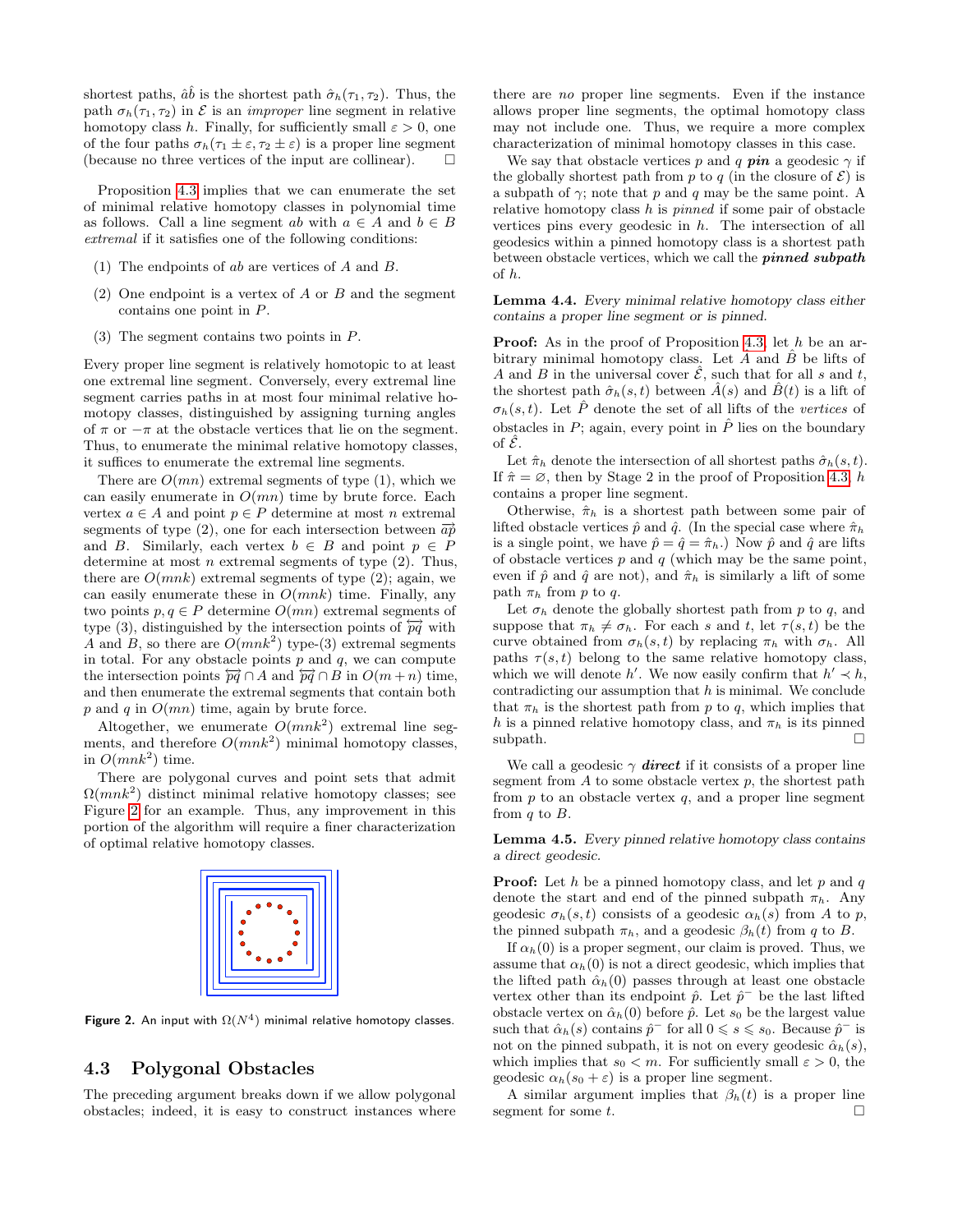shortest paths, $\hat{a}\hat{b}$ is the shortest path $\hat{\sigma}_h(\tau_1, \tau_2)$. Thus, the path $\sigma_h(\tau_1, \tau_2)$ in $\mathcal{E}$ is an *improper* line segment in relative homotopy class $h$. Finally, for sufficiently small $\varepsilon > 0$, one of the four paths $\sigma_h(\tau_1 \pm \varepsilon, \tau_2 \pm \varepsilon)$ is a proper line segment (because no three vertices of the input are collinear). □

Proposition 4.3 implies that we can enumerate the set of minimal relative homotopy classes in polynomial time as follows. Call a line segment $ab$ with $a \in A$ and $b \in B$ *extremal* if it satisfies one of the following conditions:

(1) The endpoints of $ab$ are vertices of $A$ and $B$.

(2) One endpoint is a vertex of $A$ or $B$ and the segment contains one point in $P$.

(3) The segment contains two points in $P$.

Every proper line segment is relatively homotopic to at least one extremal line segment. Conversely, every extremal line segment carries paths in at most four minimal relative homotopy classes, distinguished by assigning turning angles of $\pi$ or $-\pi$ at the obstacle vertices that lie on the segment. Thus, to enumerate the minimal relative homotopy classes, it suffices to enumerate the extremal line segments.

There are $O(mn)$ extremal segments of type (1), which we can easily enumerate in $O(mn)$ time by brute force. Each vertex $a \in A$ and point $p \in P$ determine at most $n$ extremal segments of type (2), one for each intersection between $\overrightarrow{ap}$ and $B$. Similarly, each vertex $b \in B$ and point $p \in P$ determine at most $n$ extremal segments of type (2). Thus, there are $O(mnk)$ extremal segments of type (2); again, we can easily enumerate these in $O(mnk)$ time. Finally, any two points $p, q \in P$ determine $O(mn)$ extremal segments of type (3), distinguished by the intersection points of $\overleftrightarrow{pq}$ with $A$ and $B$, so there are $O(mnk^2)$ type-(3) extremal segments in total. For any obstacle points $p$ and $q$, we can compute the intersection points $\overleftrightarrow{pq} \cap A$ and $\overleftrightarrow{pq} \cap B$ in $O(m + n)$ time, and then enumerate the extremal segments that contain both $p$ and $q$ in $O(mn)$ time, again by brute force.

Altogether, we enumerate $O(mnk^2)$ extremal line segments, and therefore $O(mnk^2)$ minimal homotopy classes, in $O(mnk^2)$ time.

There are polygonal curves and point sets that admit $\Omega(mnk^2)$ distinct minimal relative homotopy classes; see Figure 2 for an example. Thus, any improvement in this portion of the algorithm will require a finer characterization of optimal relative homotopy classes.

**Figure 2.** An input with $\Omega(N^4)$ minimal relative homotopy classes.

### 4.3 Polygonal Obstacles

The preceding argument breaks down if we allow polygonal obstacles; indeed, it is easy to construct instances where there are *no* proper line segments. Even if the instance allows proper line segments, the optimal homotopy class may not include one. Thus, we require a more complex characterization of minimal homotopy classes in this case.

We say that obstacle vertices $p$ and $q$ ***pin*** a geodesic $\gamma$ if the globally shortest path from $p$ to $q$ (in the closure of $\mathcal{E}$) is a subpath of $\gamma$; note that $p$ and $q$ may be the same point. A relative homotopy class $h$ is *pinned* if some pair of obstacle vertices pins every geodesic in $h$. The intersection of all geodesics within a pinned homotopy class is a shortest path between obstacle vertices, which we call the ***pinned subpath*** of $h$.

**Lemma 4.4.** *Every minimal relative homotopy class either contains a proper line segment or is pinned.*

**Proof:** As in the proof of Proposition 4.3, let $h$ be an arbitrary minimal homotopy class. Let $\hat{A}$ and $\hat{B}$ be lifts of $A$ and $B$ in the universal cover $\hat{\mathcal{E}}$, such that for all $s$ and $t$, the shortest path $\hat{\sigma}_h(s,t)$ between $\hat{A}(s)$ and $\hat{B}(t)$ is a lift of $\sigma_h(s,t)$. Let $\hat{P}$ denote the set of all lifts of the *vertices* of obstacles in $P$; again, every point in $\hat{P}$ lies on the boundary of $\hat{\mathcal{E}}$.

Let $\hat{\pi}_h$ denote the intersection of all shortest paths $\hat{\sigma}_h(s,t)$. If $\hat{\pi} = \varnothing$, then by Stage 2 in the proof of Proposition 4.3, $h$ contains a proper line segment.

Otherwise, $\hat{\pi}_h$ is a shortest path between some pair of lifted obstacle vertices $\hat{p}$ and $\hat{q}$. (In the special case where $\hat{\pi}_h$ is a single point, we have $\hat{p} = \hat{q} = \hat{\pi}_h$.) Now $\hat{p}$ and $\hat{q}$ are lifts of obstacle vertices $p$ and $q$ (which may be the same point, even if $\hat{p}$ and $\hat{q}$ are not), and $\hat{\pi}_h$ is similarly a lift of some path $\pi_h$ from $p$ to $q$.

Let $\sigma_h$ denote the globally shortest path from $p$ to $q$, and suppose that $\pi_h \neq \sigma_h$. For each $s$ and $t$, let $\tau(s,t)$ be the curve obtained from $\sigma_h(s,t)$ by replacing $\pi_h$ with $\sigma_h$. All paths $\tau(s,t)$ belong to the same relative homotopy class, which we will denote $h'$. We now easily confirm that $h' \prec h$, contradicting our assumption that $h$ is minimal. We conclude that $\pi_h$ is the shortest path from $p$ to $q$, which implies that $h$ is a pinned relative homotopy class, and $\pi_h$ is its pinned subpath. □

We call a geodesic $\gamma$ ***direct*** if it consists of a proper line segment from $A$ to some obstacle vertex $p$, the shortest path from $p$ to an obstacle vertex $q$, and a proper line segment from $q$ to $B$.

**Lemma 4.5.** *Every pinned relative homotopy class contains a direct geodesic.*

**Proof:** Let $h$ be a pinned homotopy class, and let $p$ and $q$ denote the start and end of the pinned subpath $\pi_h$. Any geodesic $\sigma_h(s,t)$ consists of a geodesic $\alpha_h(s)$ from $A$ to $p$, the pinned subpath $\pi_h$, and a geodesic $\beta_h(t)$ from $q$ to $B$.

If $\alpha_h(0)$ is a proper segment, our claim is proved. Thus, we assume that $\alpha_h(0)$ is not a direct geodesic, which implies that the lifted path $\hat{\alpha}_h(0)$ passes through at least one obstacle vertex other than its endpoint $\hat{p}$. Let $\hat{p}^-$ be the last lifted obstacle vertex on $\hat{\alpha}_h(0)$ before $\hat{p}$. Let $s_0$ be the largest value such that $\hat{\alpha}_h(s)$ contains $\hat{p}^-$ for all $0 \leqslant s \leqslant s_0$. Because $\hat{p}^-$ is not on the pinned subpath, it is not on every geodesic $\hat{\alpha}_h(s)$, which implies that $s_0 < m$. For sufficiently small $\varepsilon > 0$, the geodesic $\alpha_h(s_0 + \varepsilon)$ is a proper line segment.

A similar argument implies that $\beta_h(t)$ is a proper line segment for some $t$. □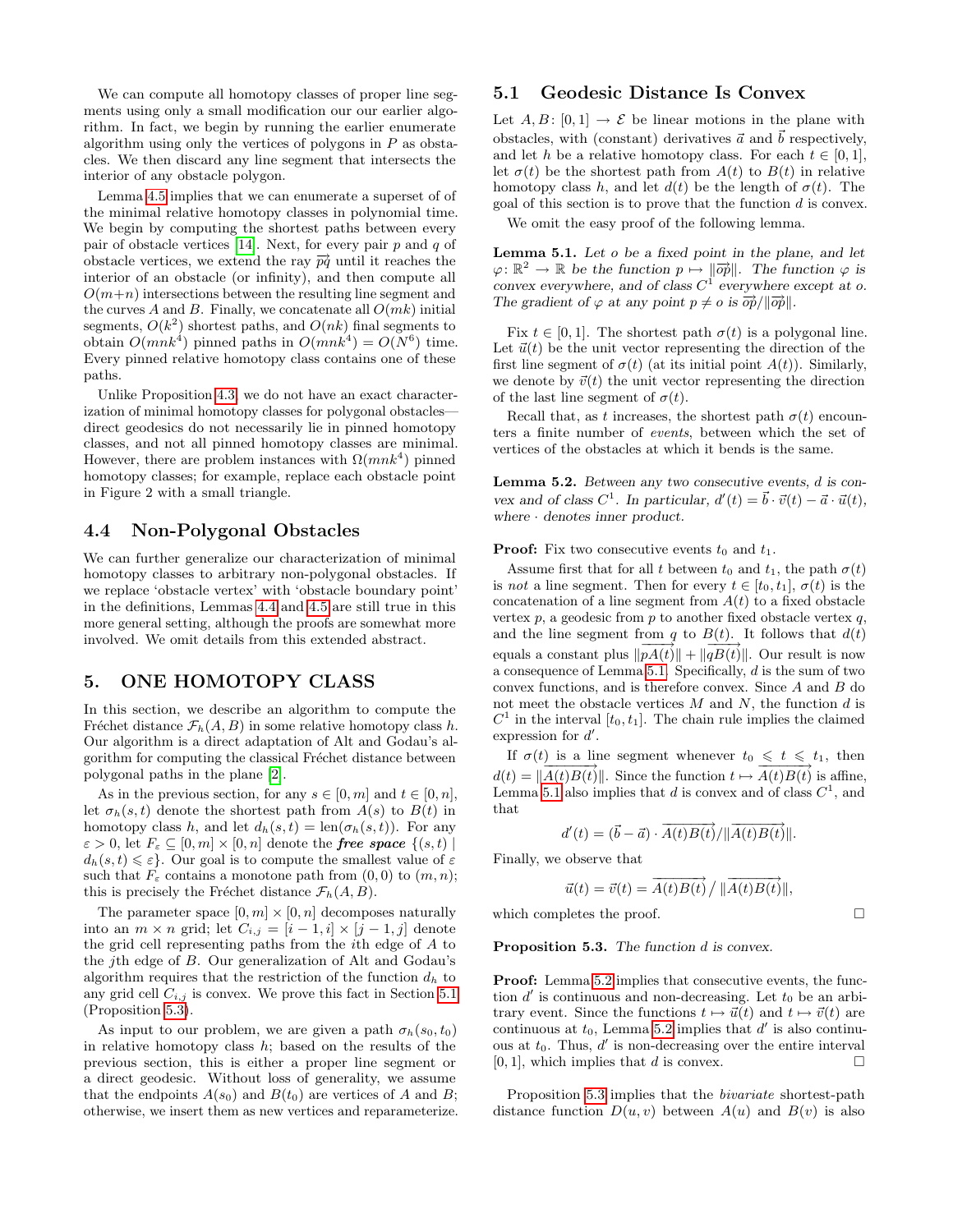We can compute all homotopy classes of proper line segments using only a small modification our our earlier algorithm. In fact, we begin by running the earlier enumerate algorithm using only the vertices of polygons in $P$ as obstacles. We then discard any line segment that intersects the interior of any obstacle polygon.

Lemma 4.5 implies that we can enumerate a superset of of the minimal relative homotopy classes in polynomial time. We begin by computing the shortest paths between every pair of obstacle vertices [14]. Next, for every pair $p$ and $q$ of obstacle vertices, we extend the ray $\overrightarrow{pq}$ until it reaches the interior of an obstacle (or infinity), and then compute all $O(m+n)$ intersections between the resulting line segment and the curves $A$ and $B$. Finally, we concatenate all $O(mk)$ initial segments, $O(k^2)$ shortest paths, and $O(nk)$ final segments to obtain $O(mnk^4)$ pinned paths in $O(mnk^4) = O(N^6)$ time. Every pinned relative homotopy class contains one of these paths.

Unlike Proposition 4.3, we do not have an exact characterization of minimal homotopy classes for polygonal obstacles—direct geodesics do not necessarily lie in pinned homotopy classes, and not all pinned homotopy classes are minimal. However, there are problem instances with $\Omega(mnk^4)$ pinned homotopy classes; for example, replace each obstacle point in Figure 2 with a small triangle.

## 4.4 Non-Polygonal Obstacles

We can further generalize our characterization of minimal homotopy classes to arbitrary non-polygonal obstacles. If we replace 'obstacle vertex' with 'obstacle boundary point' in the definitions, Lemmas 4.4 and 4.5 are still true in this more general setting, although the proofs are somewhat more involved. We omit details from this extended abstract.

# 5. ONE HOMOTOPY CLASS

In this section, we describe an algorithm to compute the Fréchet distance $\mathcal{F}_h(A, B)$ in some relative homotopy class $h$. Our algorithm is a direct adaptation of Alt and Godau's algorithm for computing the classical Fréchet distance between polygonal paths in the plane [2].

As in the previous section, for any $s \in [0, m]$ and $t \in [0, n]$, let $\sigma_h(s, t)$ denote the shortest path from $A(s)$ to $B(t)$ in homotopy class $h$, and let $d_h(s, t) = \text{len}(\sigma_h(s, t))$. For any $\varepsilon > 0$, let $F_\varepsilon \subseteq [0, m] \times [0, n]$ denote the ***free space*** $\{(s, t) \mid d_h(s, t) \leqslant \varepsilon\}$. Our goal is to compute the smallest value of $\varepsilon$ such that $F_\varepsilon$ contains a monotone path from $(0, 0)$ to $(m, n)$; this is precisely the Fréchet distance $\mathcal{F}_h(A, B)$.

The parameter space $[0, m] \times [0, n]$ decomposes naturally into an $m \times n$ grid; let $C_{i,j} = [i - 1, i] \times [j - 1, j]$ denote the grid cell representing paths from the $i$th edge of $A$ to the $j$th edge of $B$. Our generalization of Alt and Godau's algorithm requires that the restriction of the function $d_h$ to any grid cell $C_{i,j}$ is convex. We prove this fact in Section 5.1 (Proposition 5.3).

As input to our problem, we are given a path $\sigma_h(s_0, t_0)$ in relative homotopy class $h$; based on the results of the previous section, this is either a proper line segment or a direct geodesic. Without loss of generality, we assume that the endpoints $A(s_0)$ and $B(t_0)$ are vertices of $A$ and $B$; otherwise, we insert them as new vertices and reparameterize.

## 5.1 Geodesic Distance Is Convex

Let $A, B\colon [0, 1] \to \mathcal{E}$ be linear motions in the plane with obstacles, with (constant) derivatives $\vec{a}$ and $\vec{b}$ respectively, and let $h$ be a relative homotopy class. For each $t \in [0, 1]$, let $\sigma(t)$ be the shortest path from $A(t)$ to $B(t)$ in relative homotopy class $h$, and let $d(t)$ be the length of $\sigma(t)$. The goal of this section is to prove that the function $d$ is convex.

We omit the easy proof of the following lemma.

**Lemma 5.1.** *Let $o$ be a fixed point in the plane, and let $\varphi\colon \mathbb{R}^2 \to \mathbb{R}$ be the function $p \mapsto \|\overrightarrow{op}\|$. The function $\varphi$ is convex everywhere, and of class $C^1$ everywhere except at $o$. The gradient of $\varphi$ at any point $p \neq o$ is $\overrightarrow{op}/\|\overrightarrow{op}\|$.*

Fix $t \in [0, 1]$. The shortest path $\sigma(t)$ is a polygonal line. Let $\vec{u}(t)$ be the unit vector representing the direction of the first line segment of $\sigma(t)$ (at its initial point $A(t)$). Similarly, we denote by $\vec{v}(t)$ the unit vector representing the direction of the last line segment of $\sigma(t)$.

Recall that, as $t$ increases, the shortest path $\sigma(t)$ encounters a finite number of *events*, between which the set of vertices of the obstacles at which it bends is the same.

**Lemma 5.2.** *Between any two consecutive events, $d$ is convex and of class $C^1$. In particular, $d'(t) = \vec{b} \cdot \vec{v}(t) - \vec{a} \cdot \vec{u}(t)$, where $\cdot$ denotes inner product.*

**Proof:** Fix two consecutive events $t_0$ and $t_1$.

Assume first that for all $t$ between $t_0$ and $t_1$, the path $\sigma(t)$ is *not* a line segment. Then for every $t \in [t_0, t_1]$, $\sigma(t)$ is the concatenation of a line segment from $A(t)$ to a fixed obstacle vertex $p$, a geodesic from $p$ to another fixed obstacle vertex $q$, and the line segment from $q$ to $B(t)$. It follows that $d(t)$ equals a constant plus $\|\overrightarrow{pA(t)}\| + \|\overrightarrow{qB(t)}\|$. Our result is now a consequence of Lemma 5.1. Specifically, $d$ is the sum of two convex functions, and is therefore convex. Since $A$ and $B$ do not meet the obstacle vertices $M$ and $N$, the function $d$ is $C^1$ in the interval $[t_0, t_1]$. The chain rule implies the claimed expression for $d'$.

If $\sigma(t)$ is a line segment whenever $t_0 \leqslant t \leqslant t_1$, then $d(t) = \|\overrightarrow{A(t)B(t)}\|$. Since the function $t \mapsto \overrightarrow{A(t)B(t)}$ is affine, Lemma 5.1 also implies that $d$ is convex and of class $C^1$, and that

$$d'(t) = (\vec{b} - \vec{a}) \cdot \overrightarrow{A(t)B(t)}/\|\overrightarrow{A(t)B(t)}\|.$$

Finally, we observe that

$$\vec{u}(t) = \vec{v}(t) = \overrightarrow{A(t)B(t)} \big/ \|\overrightarrow{A(t)B(t)}\|,$$

which completes the proof. $\square$

**Proposition 5.3.** *The function $d$ is convex.*

**Proof:** Lemma 5.2 implies that consecutive events, the function $d'$ is continuous and non-decreasing. Let $t_0$ be an arbitrary event. Since the functions $t \mapsto \vec{u}(t)$ and $t \mapsto \vec{v}(t)$ are continuous at $t_0$, Lemma 5.2 implies that $d'$ is also continuous at $t_0$. Thus, $d'$ is non-decreasing over the entire interval $[0, 1]$, which implies that $d$ is convex. $\square$

Proposition 5.3 implies that the *bivariate* shortest-path distance function $D(u, v)$ between $A(u)$ and $B(v)$ is also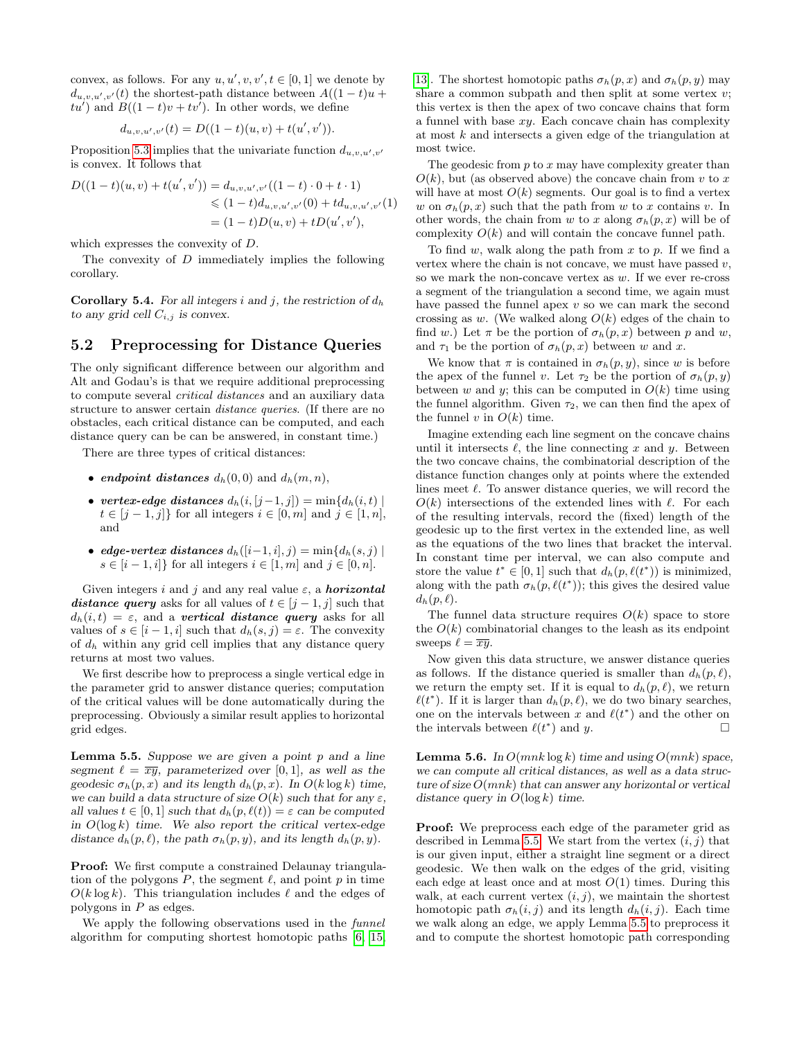convex, as follows. For any $u, u', v, v', t \in [0,1]$ we denote by $d_{u,v,u',v'}(t)$ the shortest-path distance between $A((1-t)u + tu')$ and $B((1-t)v + tv')$. In other words, we define

$$d_{u,v,u',v'}(t) = D((1-t)(u,v) + t(u',v')).$$

Proposition 5.3 implies that the univariate function $d_{u,v,u',v'}$ is convex. It follows that

$$\begin{aligned} D((1-t)(u,v) + t(u',v')) &= d_{u,v,u',v'}((1-t)\cdot 0 + t \cdot 1) \\ &\leqslant (1-t)d_{u,v,u',v'}(0) + td_{u,v,u',v'}(1) \\ &= (1-t)D(u,v) + tD(u',v'), \end{aligned}$$

which expresses the convexity of $D$.

The convexity of $D$ immediately implies the following corollary.

**Corollary 5.4.** *For all integers $i$ and $j$, the restriction of $d_h$ to any grid cell $C_{i,j}$ is convex.*

## 5.2 Preprocessing for Distance Queries

The only significant difference between our algorithm and Alt and Godau's is that we require additional preprocessing to compute several *critical distances* and an auxiliary data structure to answer certain *distance queries*. (If there are no obstacles, each critical distance can be computed, and each distance query can be can be answered, in constant time.)

There are three types of critical distances:

- ***endpoint distances*** $d_h(0,0)$ and $d_h(m,n)$,
- ***vertex-edge distances*** $d_h(i,[j-1,j]) = \min\{d_h(i,t) \mid t \in [j-1,j]\}$ for all integers $i \in [0,m]$ and $j \in [1,n]$, and
- ***edge-vertex distances*** $d_h([i-1,i],j) = \min\{d_h(s,j) \mid s \in [i-1,i]\}$ for all integers $i \in [1,m]$ and $j \in [0,n]$.

Given integers $i$ and $j$ and any real value $\varepsilon$, a ***horizontal distance query*** asks for all values of $t \in [j-1,j]$ such that $d_h(i,t) = \varepsilon$, and a ***vertical distance query*** asks for all values of $s \in [i-1,i]$ such that $d_h(s,j) = \varepsilon$. The convexity of $d_h$ within any grid cell implies that any distance query returns at most two values.

We first describe how to preprocess a single vertical edge in the parameter grid to answer distance queries; computation of the critical values will be done automatically during the preprocessing. Obviously a similar result applies to horizontal grid edges.

**Lemma 5.5.** *Suppose we are given a point $p$ and a line segment $\ell = \overline{xy}$, parameterized over $[0,1]$, as well as the geodesic $\sigma_h(p,x)$ and its length $d_h(p,x)$. In $O(k \log k)$ time, we can build a data structure of size $O(k)$ such that for any $\varepsilon$, all values $t \in [0,1]$ such that $d_h(p,\ell(t)) = \varepsilon$ can be computed in $O(\log k)$ time. We also report the critical vertex-edge distance $d_h(p,\ell)$, the path $\sigma_h(p,y)$, and its length $d_h(p,y)$.*

**Proof:** We first compute a constrained Delaunay triangulation of the polygons $P$, the segment $\ell$, and point $p$ in time $O(k \log k)$. This triangulation includes $\ell$ and the edges of polygons in $P$ as edges.

We apply the following observations used in the *funnel* algorithm for computing shortest homotopic paths [6, 15, 13]. The shortest homotopic paths $\sigma_h(p,x)$ and $\sigma_h(p,y)$ may share a common subpath and then split at some vertex $v$; this vertex is then the apex of two concave chains that form a funnel with base $xy$. Each concave chain has complexity at most $k$ and intersects a given edge of the triangulation at most twice.

The geodesic from $p$ to $x$ may have complexity greater than $O(k)$, but (as observed above) the concave chain from $v$ to $x$ will have at most $O(k)$ segments. Our goal is to find a vertex $w$ on $\sigma_h(p,x)$ such that the path from $w$ to $x$ contains $v$. In other words, the chain from $w$ to $x$ along $\sigma_h(p,x)$ will be of complexity $O(k)$ and will contain the concave funnel path.

To find $w$, walk along the path from $x$ to $p$. If we find a vertex where the chain is not concave, we must have passed $v$, so we mark the non-concave vertex as $w$. If we ever re-cross a segment of the triangulation a second time, we again must have passed the funnel apex $v$ so we can mark the second crossing as $w$. (We walked along $O(k)$ edges of the chain to find $w$.) Let $\pi$ be the portion of $\sigma_h(p,x)$ between $p$ and $w$, and $\tau_1$ be the portion of $\sigma_h(p,x)$ between $w$ and $x$.

We know that $\pi$ is contained in $\sigma_h(p,y)$, since $w$ is before the apex of the funnel $v$. Let $\tau_2$ be the portion of $\sigma_h(p,y)$ between $w$ and $y$; this can be computed in $O(k)$ time using the funnel algorithm. Given $\tau_2$, we can then find the apex of the funnel $v$ in $O(k)$ time.

Imagine extending each line segment on the concave chains until it intersects $\ell$, the line connecting $x$ and $y$. Between the two concave chains, the combinatorial description of the distance function changes only at points where the extended lines meet $\ell$. To answer distance queries, we will record the $O(k)$ intersections of the extended lines with $\ell$. For each of the resulting intervals, record the (fixed) length of the geodesic up to the first vertex in the extended line, as well as the equations of the two lines that bracket the interval. In constant time per interval, we can also compute and store the value $t^* \in [0,1]$ such that $d_h(p,\ell(t^*))$ is minimized, along with the path $\sigma_h(p,\ell(t^*))$; this gives the desired value $d_h(p,\ell)$.

The funnel data structure requires $O(k)$ space to store the $O(k)$ combinatorial changes to the leash as its endpoint sweeps $\ell = \overline{xy}$.

Now given this data structure, we answer distance queries as follows. If the distance queried is smaller than $d_h(p,\ell)$, we return the empty set. If it is equal to $d_h(p,\ell)$, we return $\ell(t^*)$. If it is larger than $d_h(p,\ell)$, we do two binary searches, one on the intervals between $x$ and $\ell(t^*)$ and the other on the intervals between $\ell(t^*)$ and $y$. □

**Lemma 5.6.** *In $O(mnk \log k)$ time and using $O(mnk)$ space, we can compute all critical distances, as well as a data structure of size $O(mnk)$ that can answer any horizontal or vertical distance query in $O(\log k)$ time.*

**Proof:** We preprocess each edge of the parameter grid as described in Lemma 5.5. We start from the vertex $(i,j)$ that is our given input, either a straight line segment or a direct geodesic. We then walk on the edges of the grid, visiting each edge at least once and at most $O(1)$ times. During this walk, at each current vertex $(i,j)$, we maintain the shortest homotopic path $\sigma_h(i,j)$ and its length $d_h(i,j)$. Each time we walk along an edge, we apply Lemma 5.5 to preprocess it and to compute the shortest homotopic path corresponding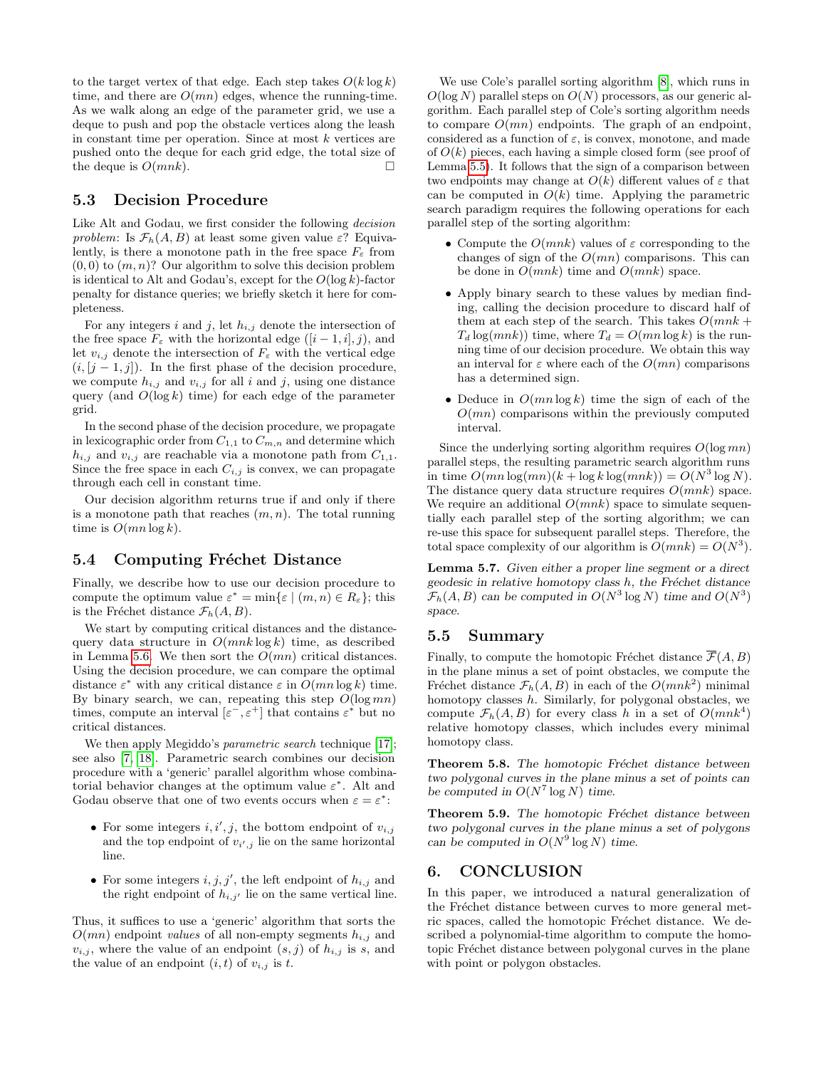to the target vertex of that edge. Each step takes $O(k \log k)$ time, and there are $O(mn)$ edges, whence the running-time. As we walk along an edge of the parameter grid, we use a deque to push and pop the obstacle vertices along the leash in constant time per operation. Since at most $k$ vertices are pushed onto the deque for each grid edge, the total size of the deque is $O(mnk)$. □

## 5.3 Decision Procedure

Like Alt and Godau, we first consider the following *decision problem*: Is $\mathcal{F}_h(A, B)$ at least some given value $\varepsilon$? Equivalently, is there a monotone path in the free space $F_\varepsilon$ from $(0, 0)$ to $(m, n)$? Our algorithm to solve this decision problem is identical to Alt and Godau's, except for the $O(\log k)$-factor penalty for distance queries; we briefly sketch it here for completeness.

For any integers $i$ and $j$, let $h_{i,j}$ denote the intersection of the free space $F_\varepsilon$ with the horizontal edge $([i-1, i], j)$, and let $v_{i,j}$ denote the intersection of $F_\varepsilon$ with the vertical edge $(i, [j-1, j])$. In the first phase of the decision procedure, we compute $h_{i,j}$ and $v_{i,j}$ for all $i$ and $j$, using one distance query (and $O(\log k)$ time) for each edge of the parameter grid.

In the second phase of the decision procedure, we propagate in lexicographic order from $C_{1,1}$ to $C_{m,n}$ and determine which $h_{i,j}$ and $v_{i,j}$ are reachable via a monotone path from $C_{1,1}$. Since the free space in each $C_{i,j}$ is convex, we can propagate through each cell in constant time.

Our decision algorithm returns true if and only if there is a monotone path that reaches $(m, n)$. The total running time is $O(mn \log k)$.

## 5.4 Computing Fréchet Distance

Finally, we describe how to use our decision procedure to compute the optimum value $\varepsilon^* = \min\{\varepsilon \mid (m, n) \in R_\varepsilon\}$; this is the Fréchet distance $\mathcal{F}_h(A, B)$.

We start by computing critical distances and the distance-query data structure in $O(mnk \log k)$ time, as described in Lemma 5.6. We then sort the $O(mn)$ critical distances. Using the decision procedure, we can compare the optimal distance $\varepsilon^*$ with any critical distance $\varepsilon$ in $O(mn \log k)$ time. By binary search, we can, repeating this step $O(\log mn)$ times, compute an interval $[\varepsilon^-, \varepsilon^+]$ that contains $\varepsilon^*$ but no critical distances.

We then apply Megiddo's *parametric search* technique [17]; see also [7, 18]. Parametric search combines our decision procedure with a 'generic' parallel algorithm whose combinatorial behavior changes at the optimum value $\varepsilon^*$. Alt and Godau observe that one of two events occurs when $\varepsilon = \varepsilon^*$:

- For some integers $i, i', j$, the bottom endpoint of $v_{i,j}$ and the top endpoint of $v_{i',j}$ lie on the same horizontal line.
- For some integers $i, j, j'$, the left endpoint of $h_{i,j}$ and the right endpoint of $h_{i,j'}$ lie on the same vertical line.

Thus, it suffices to use a 'generic' algorithm that sorts the $O(mn)$ endpoint *values* of all non-empty segments $h_{i,j}$ and $v_{i,j}$, where the value of an endpoint $(s, j)$ of $h_{i,j}$ is $s$, and the value of an endpoint $(i, t)$ of $v_{i,j}$ is $t$.

We use Cole's parallel sorting algorithm [8], which runs in $O(\log N)$ parallel steps on $O(N)$ processors, as our generic algorithm. Each parallel step of Cole's sorting algorithm needs to compare $O(mn)$ endpoints. The graph of an endpoint, considered as a function of $\varepsilon$, is convex, monotone, and made of $O(k)$ pieces, each having a simple closed form (see proof of Lemma 5.5). It follows that the sign of a comparison between two endpoints may change at $O(k)$ different values of $\varepsilon$ that can be computed in $O(k)$ time. Applying the parametric search paradigm requires the following operations for each parallel step of the sorting algorithm:

- Compute the $O(mnk)$ values of $\varepsilon$ corresponding to the changes of sign of the $O(mn)$ comparisons. This can be done in $O(mnk)$ time and $O(mnk)$ space.
- Apply binary search to these values by median finding, calling the decision procedure to discard half of them at each step of the search. This takes $O(mnk + T_d \log(mnk))$ time, where $T_d = O(mn \log k)$ is the running time of our decision procedure. We obtain this way an interval for $\varepsilon$ where each of the $O(mn)$ comparisons has a determined sign.
- Deduce in $O(mn \log k)$ time the sign of each of the $O(mn)$ comparisons within the previously computed interval.

Since the underlying sorting algorithm requires $O(\log mn)$ parallel steps, the resulting parametric search algorithm runs in time $O(mn \log(mn)(k + \log k \log(mnk)) = O(N^3 \log N)$. The distance query data structure requires $O(mnk)$ space. We require an additional $O(mnk)$ space to simulate sequentially each parallel step of the sorting algorithm; we can re-use this space for subsequent parallel steps. Therefore, the total space complexity of our algorithm is $O(mnk) = O(N^3)$.

**Lemma 5.7.** *Given either a proper line segment or a direct geodesic in relative homotopy class $h$, the Fréchet distance $\mathcal{F}_h(A, B)$ can be computed in $O(N^3 \log N)$ time and $O(N^3)$ space.*

## 5.5 Summary

Finally, to compute the homotopic Fréchet distance $\overline{\mathcal{F}}(A, B)$ in the plane minus a set of point obstacles, we compute the Fréchet distance $\mathcal{F}_h(A, B)$ in each of the $O(mnk^2)$ minimal homotopy classes $h$. Similarly, for polygonal obstacles, we compute $\mathcal{F}_h(A, B)$ for every class $h$ in a set of $O(mnk^4)$ relative homotopy classes, which includes every minimal homotopy class.

**Theorem 5.8.** *The homotopic Fréchet distance between two polygonal curves in the plane minus a set of points can be computed in $O(N^7 \log N)$ time.*

**Theorem 5.9.** *The homotopic Fréchet distance between two polygonal curves in the plane minus a set of polygons can be computed in $O(N^9 \log N)$ time.*

# 6. CONCLUSION

In this paper, we introduced a natural generalization of the Fréchet distance between curves to more general metric spaces, called the homotopic Fréchet distance. We described a polynomial-time algorithm to compute the homotopic Fréchet distance between polygonal curves in the plane with point or polygon obstacles.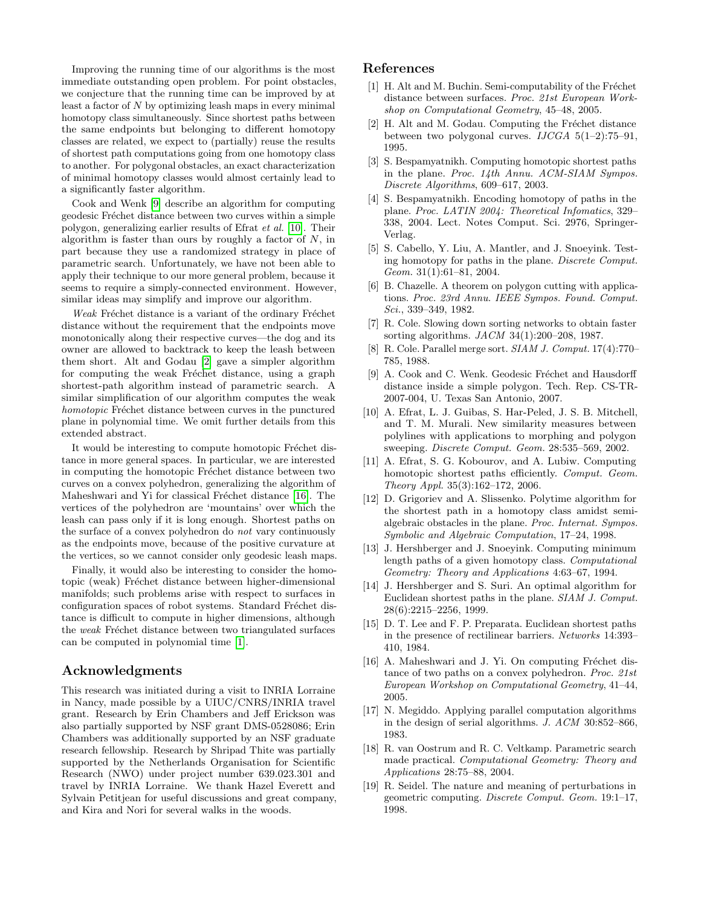Improving the running time of our algorithms is the most immediate outstanding open problem. For point obstacles, we conjecture that the running time can be improved by at least a factor of $N$ by optimizing leash maps in every minimal homotopy class simultaneously. Since shortest paths between the same endpoints but belonging to different homotopy classes are related, we expect to (partially) reuse the results of shortest path computations going from one homotopy class to another. For polygonal obstacles, an exact characterization of minimal homotopy classes would almost certainly lead to a significantly faster algorithm.

Cook and Wenk [9] describe an algorithm for computing geodesic Fréchet distance between two curves within a simple polygon, generalizing earlier results of Efrat *et al.* [10]. Their algorithm is faster than ours by roughly a factor of $N$, in part because they use a randomized strategy in place of parametric search. Unfortunately, we have not been able to apply their technique to our more general problem, because it seems to require a simply-connected environment. However, similar ideas may simplify and improve our algorithm.

*Weak* Fréchet distance is a variant of the ordinary Fréchet distance without the requirement that the endpoints move monotonically along their respective curves—the dog and its owner are allowed to backtrack to keep the leash between them short. Alt and Godau [2] gave a simpler algorithm for computing the weak Fréchet distance, using a graph shortest-path algorithm instead of parametric search. A similar simplification of our algorithm computes the weak *homotopic* Fréchet distance between curves in the punctured plane in polynomial time. We omit further details from this extended abstract.

It would be interesting to compute homotopic Fréchet distance in more general spaces. In particular, we are interested in computing the homotopic Fréchet distance between two curves on a convex polyhedron, generalizing the algorithm of Maheshwari and Yi for classical Fréchet distance [16]. The vertices of the polyhedron are 'mountains' over which the leash can pass only if it is long enough. Shortest paths on the surface of a convex polyhedron do *not* vary continuously as the endpoints move, because of the positive curvature at the vertices, so we cannot consider only geodesic leash maps.

Finally, it would also be interesting to consider the homotopic (weak) Fréchet distance between higher-dimensional manifolds; such problems arise with respect to surfaces in configuration spaces of robot systems. Standard Fréchet distance is difficult to compute in higher dimensions, although the *weak* Fréchet distance between two triangulated surfaces can be computed in polynomial time [1].

## Acknowledgments

This research was initiated during a visit to INRIA Lorraine in Nancy, made possible by a UIUC/CNRS/INRIA travel grant. Research by Erin Chambers and Jeff Erickson was also partially supported by NSF grant DMS-0528086; Erin Chambers was additionally supported by an NSF graduate research fellowship. Research by Shripad Thite was partially supported by the Netherlands Organisation for Scientific Research (NWO) under project number 639.023.301 and travel by INRIA Lorraine. We thank Hazel Everett and Sylvain Petitjean for useful discussions and great company, and Kira and Nori for several walks in the woods.

## References

[1] H. Alt and M. Buchin. Semi-computability of the Fréchet distance between surfaces. *Proc. 21st European Workshop on Computational Geometry*, 45–48, 2005.

[2] H. Alt and M. Godau. Computing the Fréchet distance between two polygonal curves. *IJCGA* 5(1–2):75–91, 1995.

[3] S. Bespamyatnikh. Computing homotopic shortest paths in the plane. *Proc. 14th Annu. ACM-SIAM Sympos. Discrete Algorithms*, 609–617, 2003.

[4] S. Bespamyatnikh. Encoding homotopy of paths in the plane. *Proc. LATIN 2004: Theoretical Infomatics*, 329–338, 2004. Lect. Notes Comput. Sci. 2976, Springer-Verlag.

[5] S. Cabello, Y. Liu, A. Mantler, and J. Snoeyink. Testing homotopy for paths in the plane. *Discrete Comput. Geom.* 31(1):61–81, 2004.

[6] B. Chazelle. A theorem on polygon cutting with applications. *Proc. 23rd Annu. IEEE Sympos. Found. Comput. Sci.*, 339–349, 1982.

[7] R. Cole. Slowing down sorting networks to obtain faster sorting algorithms. *JACM* 34(1):200–208, 1987.

[8] R. Cole. Parallel merge sort. *SIAM J. Comput.* 17(4):770–785, 1988.

[9] A. Cook and C. Wenk. Geodesic Fréchet and Hausdorff distance inside a simple polygon. Tech. Rep. CS-TR-2007-004, U. Texas San Antonio, 2007.

[10] A. Efrat, L. J. Guibas, S. Har-Peled, J. S. B. Mitchell, and T. M. Murali. New similarity measures between polylines with applications to morphing and polygon sweeping. *Discrete Comput. Geom.* 28:535–569, 2002.

[11] A. Efrat, S. G. Kobourov, and A. Lubiw. Computing homotopic shortest paths efficiently. *Comput. Geom. Theory Appl.* 35(3):162–172, 2006.

[12] D. Grigoriev and A. Slissenko. Polytime algorithm for the shortest path in a homotopy class amidst semi-algebraic obstacles in the plane. *Proc. Internat. Sympos. Symbolic and Algebraic Computation*, 17–24, 1998.

[13] J. Hershberger and J. Snoeyink. Computing minimum length paths of a given homotopy class. *Computational Geometry: Theory and Applications* 4:63–67, 1994.

[14] J. Hershberger and S. Suri. An optimal algorithm for Euclidean shortest paths in the plane. *SIAM J. Comput.* 28(6):2215–2256, 1999.

[15] D. T. Lee and F. P. Preparata. Euclidean shortest paths in the presence of rectilinear barriers. *Networks* 14:393–410, 1984.

[16] A. Maheshwari and J. Yi. On computing Fréchet distance of two paths on a convex polyhedron. *Proc. 21st European Workshop on Computational Geometry*, 41–44, 2005.

[17] N. Megiddo. Applying parallel computation algorithms in the design of serial algorithms. *J. ACM* 30:852–866, 1983.

[18] R. van Oostrum and R. C. Veltkamp. Parametric search made practical. *Computational Geometry: Theory and Applications* 28:75–88, 2004.

[19] R. Seidel. The nature and meaning of perturbations in geometric computing. *Discrete Comput. Geom.* 19:1–17, 1998.